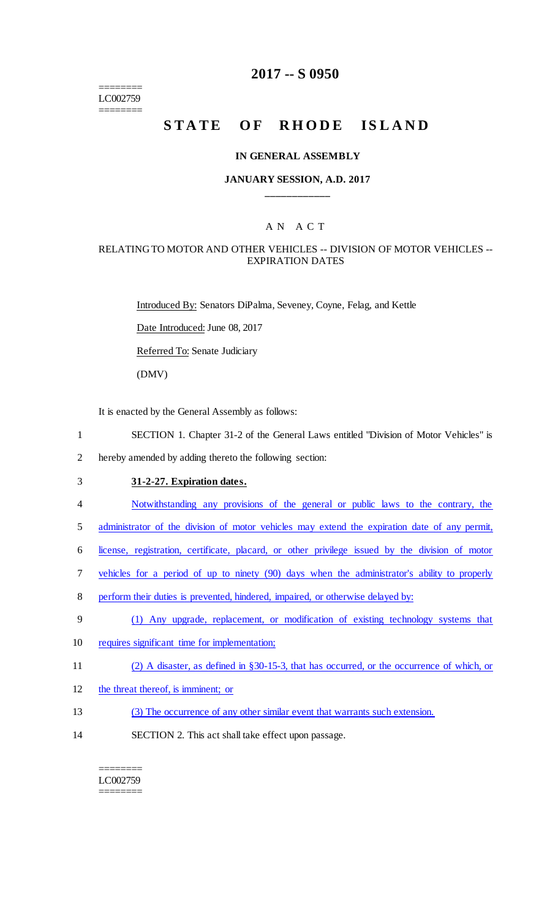========
LC002759
========

# 2017 -- S 0950

## STATE OF RHODE ISLAND

### IN GENERAL ASSEMBLY

### JANUARY SESSION, A.D. 2017

---

A N A C T

RELATING TO MOTOR AND OTHER VEHICLES -- DIVISION OF MOTOR VEHICLES -- EXPIRATION DATES

Introduced By: Senators DiPalma, Seveney, Coyne, Felag, and Kettle

Date Introduced: June 08, 2017

Referred To: Senate Judiciary

(DMV)

It is enacted by the General Assembly as follows:

1 SECTION 1. Chapter 31-2 of the General Laws entitled "Division of Motor Vehicles" is
2 hereby amended by adding thereto the following section:

3 **31-2-27. Expiration dates.**

4 Notwithstanding any provisions of the general or public laws to the contrary, the
5 administrator of the division of motor vehicles may extend the expiration date of any permit,
6 license, registration, certificate, placard, or other privilege issued by the division of motor
7 vehicles for a period of up to ninety (90) days when the administrator's ability to properly
8 perform their duties is prevented, hindered, impaired, or otherwise delayed by:

9 (1) Any upgrade, replacement, or modification of existing technology systems that
10 requires significant time for implementation;

11 (2) A disaster, as defined in §30-15-3, that has occurred, or the occurrence of which, or
12 the threat thereof, is imminent; or

13 (3) The occurrence of any other similar event that warrants such extension.

14 SECTION 2. This act shall take effect upon passage.

========
LC002759
========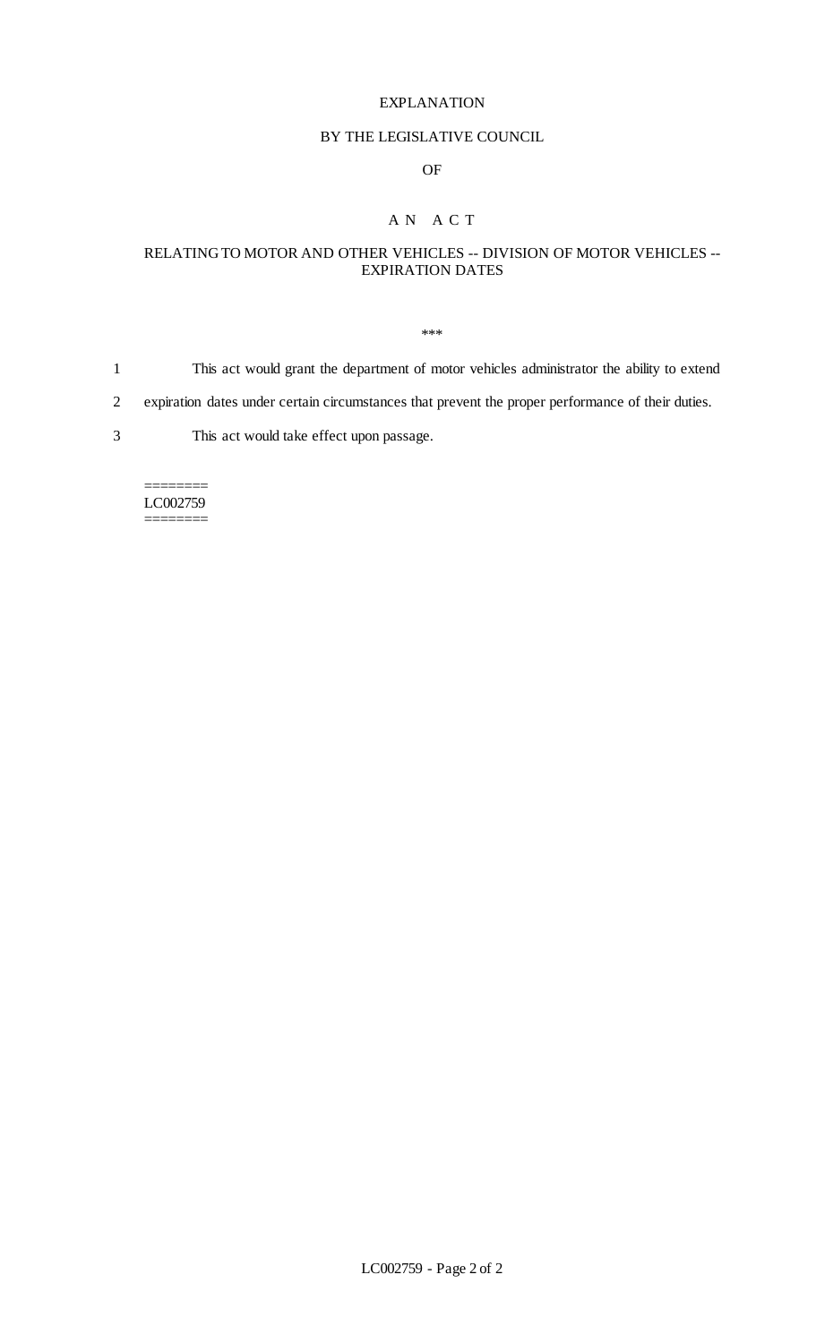EXPLANATION

BY THE LEGISLATIVE COUNCIL

OF

# A N A C T

RELATING TO MOTOR AND OTHER VEHICLES -- DIVISION OF MOTOR VEHICLES -- EXPIRATION DATES

***

1 This act would grant the department of motor vehicles administrator the ability to extend

2 expiration dates under certain circumstances that prevent the proper performance of their duties.

3 This act would take effect upon passage.

========
LC002759
========